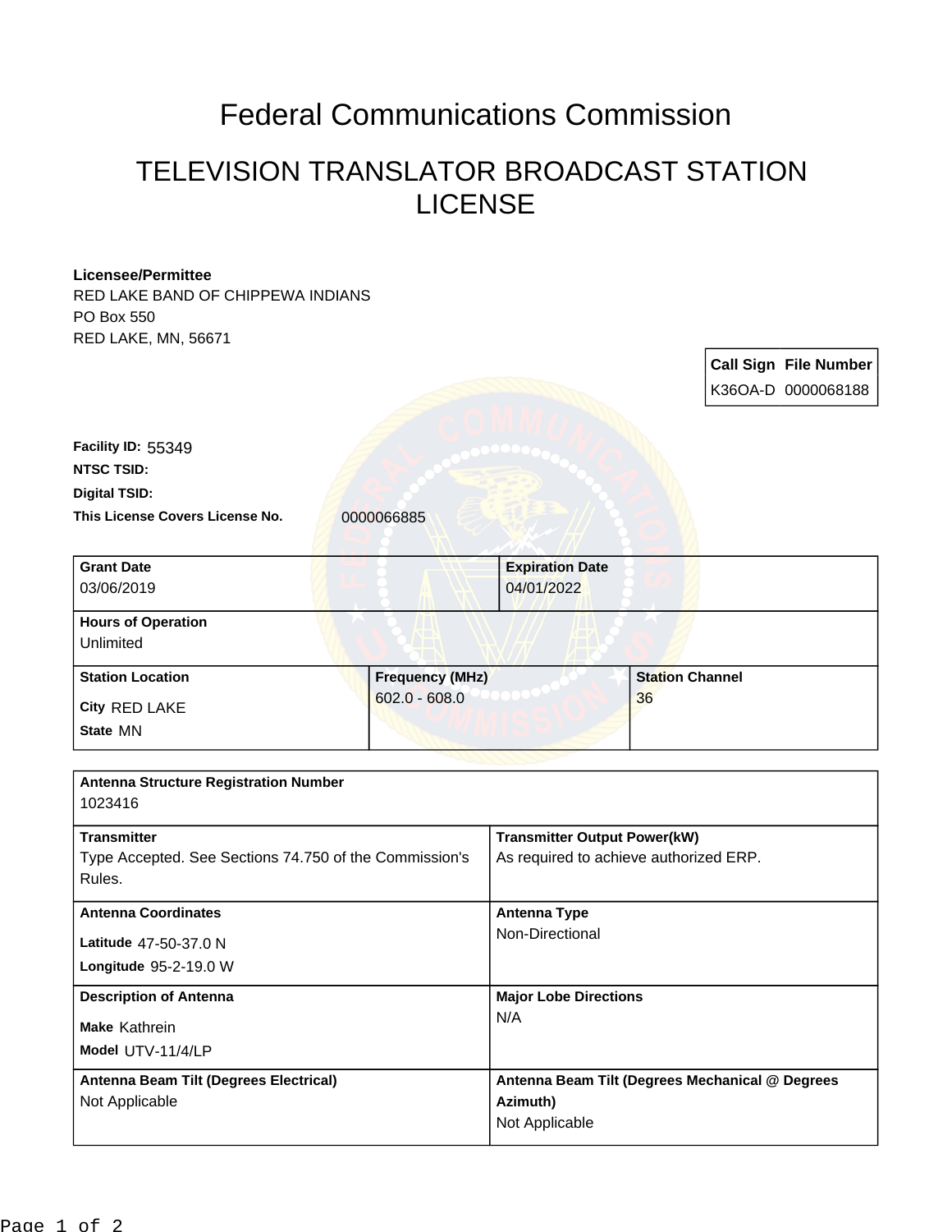# Federal Communications Commission

## TELEVISION TRANSLATOR BROADCAST STATION LICENSE

**Licensee/Permittee**
RED LAKE BAND OF CHIPPEWA INDIANS
PO Box 550
RED LAKE, MN, 56671

| Call Sign | File Number |
|---|---|
| K36OA-D | 0000068188 |

**Facility ID:** 55349
**NTSC TSID:**
**Digital TSID:**
**This License Covers License No.** 0000066885

| Grant Date | Expiration Date |
|---|---|
| 03/06/2019 | 04/01/2022 |

**Hours of Operation**
Unlimited

| Station Location | Frequency (MHz) | Station Channel |
|---|---|---|
| City RED LAKE<br>State MN | 602.0 - 608.0 | 36 |

**Antenna Structure Registration Number**
1023416

| Transmitter | Transmitter Output Power(kW) |
|---|---|
| Type Accepted. See Sections 74.750 of the Commission's Rules. | As required to achieve authorized ERP. |

| Antenna Coordinates | Antenna Type |
|---|---|
| Latitude 47-50-37.0 N<br>Longitude 95-2-19.0 W | Non-Directional |

| Description of Antenna | Major Lobe Directions |
|---|---|
| Make Kathrein<br>Model UTV-11/4/LP | N/A |

| Antenna Beam Tilt (Degrees Electrical) | Antenna Beam Tilt (Degrees Mechanical @ Degrees Azimuth) |
|---|---|
| Not Applicable | Not Applicable |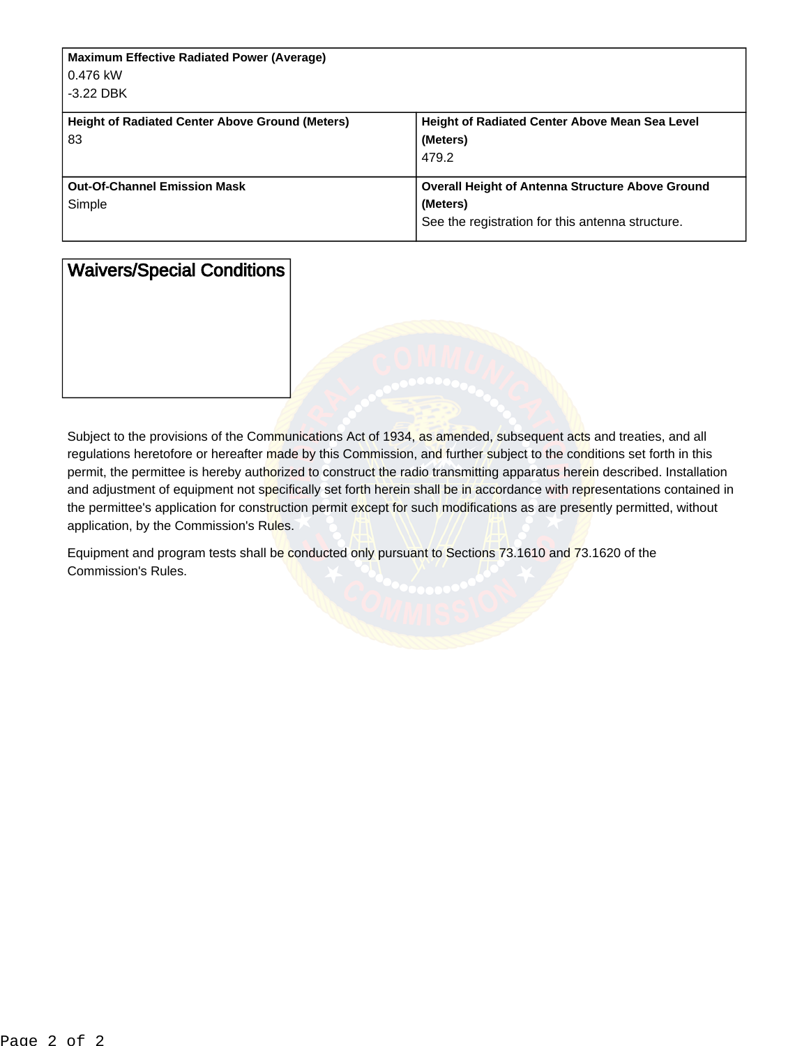| | |
|---|---|
| **Maximum Effective Radiated Power (Average)**<br>0.476 kW<br>-3.22 DBK | |
| **Height of Radiated Center Above Ground (Meters)**<br>83 | **Height of Radiated Center Above Mean Sea Level (Meters)**<br>479.2 |
| **Out-Of-Channel Emission Mask**<br>Simple | **Overall Height of Antenna Structure Above Ground (Meters)**<br>See the registration for this antenna structure. |

## Waivers/Special Conditions

Subject to the provisions of the Communications Act of 1934, as amended, subsequent acts and treaties, and all regulations heretofore or hereafter made by this Commission, and further subject to the conditions set forth in this permit, the permittee is hereby authorized to construct the radio transmitting apparatus herein described. Installation and adjustment of equipment not specifically set forth herein shall be in accordance with representations contained in the permittee's application for construction permit except for such modifications as are presently permitted, without application, by the Commission's Rules.

Equipment and program tests shall be conducted only pursuant to Sections 73.1610 and 73.1620 of the Commission's Rules.